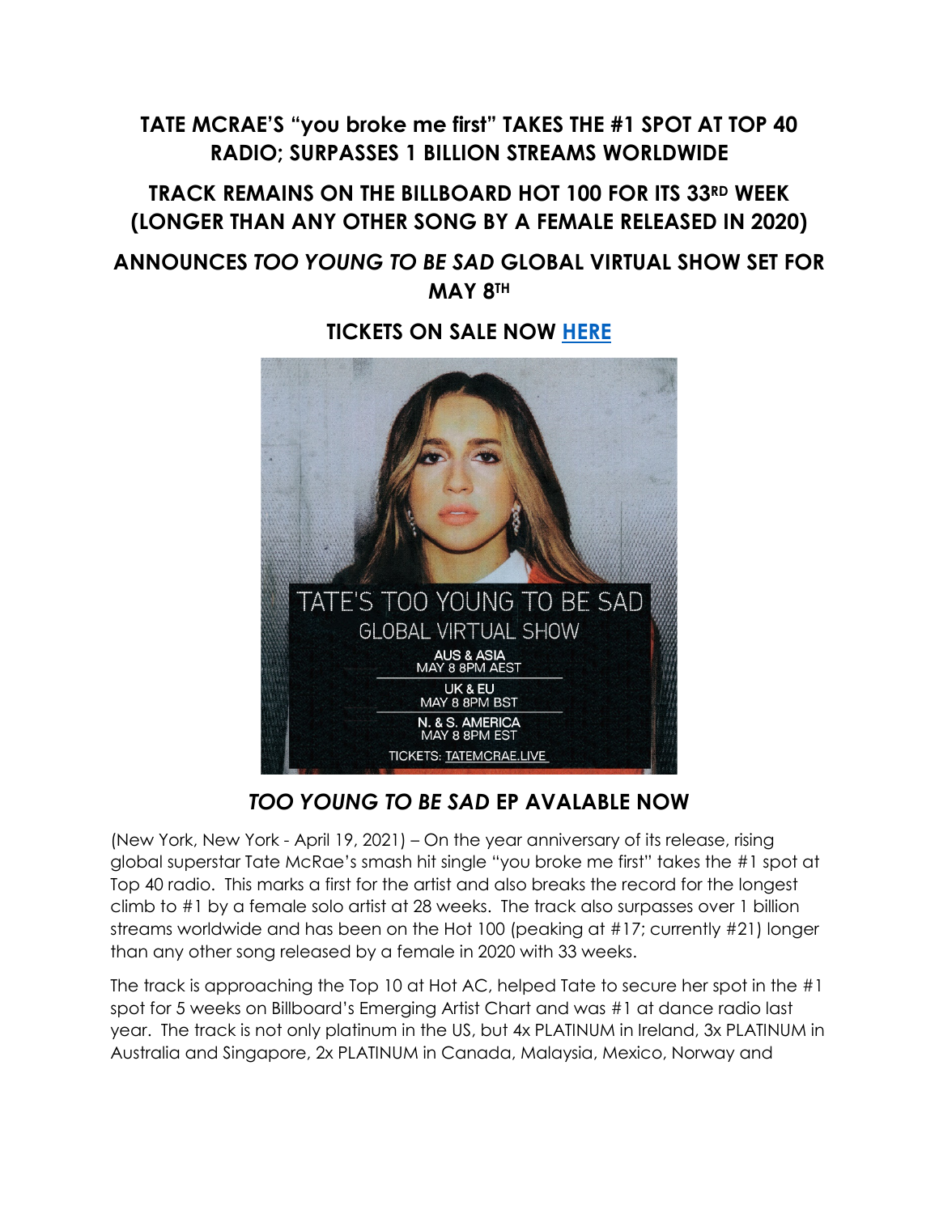## TATE MCRAE'S "you broke me first" TAKES THE #1 SPOT AT TOP 40 RADIO; SURPASSES 1 BILLION STREAMS WORLDWIDE

## TRACK REMAINS ON THE BILLBOARD HOT 100 FOR ITS 33RD WEEK (LONGER THAN ANY OTHER SONG BY A FEMALE RELEASED IN 2020)

## ANNOUNCES *TOO YOUNG TO BE SAD* GLOBAL VIRTUAL SHOW SET FOR MAY 8TH

## TICKETS ON SALE NOW [HERE]

TATE'S TOO YOUNG TO BE SAD
GLOBAL VIRTUAL SHOW

AUS & ASIA
MAY 8 8PM AEST

UK & EU
MAY 8 8PM BST

N. & S. AMERICA
MAY 8 8PM EST

TICKETS: TATEMCRAE.LIVE

## *TOO YOUNG TO BE SAD* EP AVALABLE NOW

(New York, New York - April 19, 2021) – On the year anniversary of its release, rising global superstar Tate McRae's smash hit single "you broke me first" takes the #1 spot at Top 40 radio. This marks a first for the artist and also breaks the record for the longest climb to #1 by a female solo artist at 28 weeks. The track also surpasses over 1 billion streams worldwide and has been on the Hot 100 (peaking at #17; currently #21) longer than any other song released by a female in 2020 with 33 weeks.

The track is approaching the Top 10 at Hot AC, helped Tate to secure her spot in the #1 spot for 5 weeks on Billboard's Emerging Artist Chart and was #1 at dance radio last year. The track is not only platinum in the US, but 4x PLATINUM in Ireland, 3x PLATINUM in Australia and Singapore, 2x PLATINUM in Canada, Malaysia, Mexico, Norway and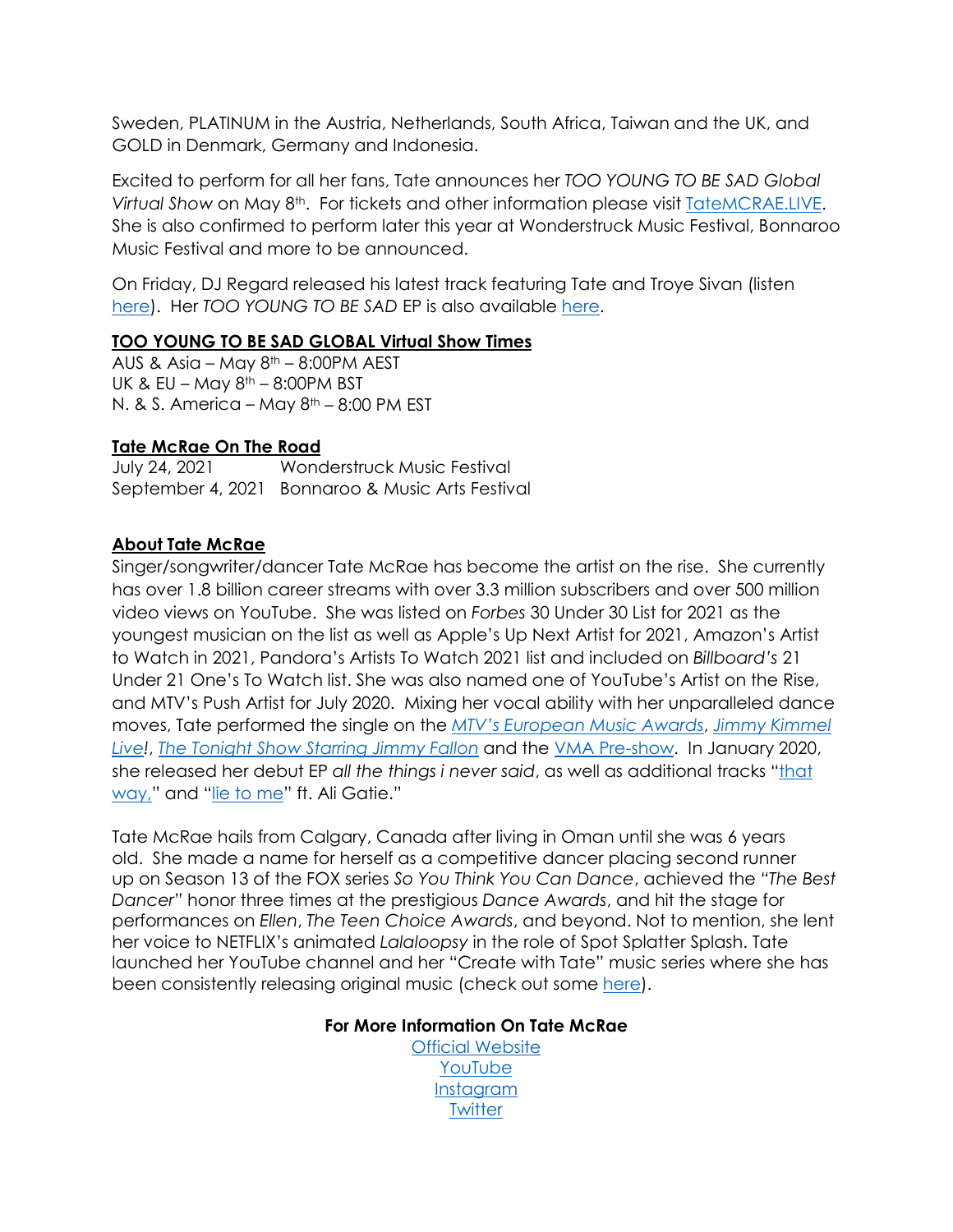Sweden, PLATINUM in the Austria, Netherlands, South Africa, Taiwan and the UK, and GOLD in Denmark, Germany and Indonesia.

Excited to perform for all her fans, Tate announces her *TOO YOUNG TO BE SAD Global Virtual Show* on May 8th. For tickets and other information please visit [TateMCRAE.LIVE](). She is also confirmed to perform later this year at Wonderstruck Music Festival, Bonnaroo Music Festival and more to be announced.

On Friday, DJ Regard released his latest track featuring Tate and Troye Sivan (listen [here]()). Her *TOO YOUNG TO BE SAD* EP is also available [here]().

**TOO YOUNG TO BE SAD GLOBAL Virtual Show Times**

AUS & Asia – May 8th – 8:00PM AEST
UK & EU – May 8th – 8:00PM BST
N. & S. America – May 8th – 8:00 PM EST

**Tate McRae On The Road**

| | |
|---|---|
| July 24, 2021 | Wonderstruck Music Festival |
| September 4, 2021 | Bonnaroo & Music Arts Festival |

**About Tate McRae**

Singer/songwriter/dancer Tate McRae has become the artist on the rise. She currently has over 1.8 billion career streams with over 3.3 million subscribers and over 500 million video views on YouTube. She was listed on *Forbes* 30 Under 30 List for 2021 as the youngest musician on the list as well as Apple's Up Next Artist for 2021, Amazon's Artist to Watch in 2021, Pandora's Artists To Watch 2021 list and included on *Billboard's* 21 Under 21 One's To Watch list. She was also named one of YouTube's Artist on the Rise, and MTV's Push Artist for July 2020. Mixing her vocal ability with her unparalleled dance moves, Tate performed the single on the [*MTV's European Music Awards*](), [*Jimmy Kimmel Live*]()*!*, [*The Tonight Show Starring Jimmy Fallon*]() and the [VMA Pre-show](). In January 2020, she released her debut EP *all the things i never said*, as well as additional tracks "[that way,]()" and "[lie to me]()" ft. Ali Gatie."

Tate McRae hails from Calgary, Canada after living in Oman until she was 6 years old. She made a name for herself as a competitive dancer placing second runner up on Season 13 of the FOX series *So You Think You Can Dance*, achieved the *"The Best Dancer"* honor three times at the prestigious *Dance Awards*, and hit the stage for performances on *Ellen*, *The Teen Choice Awards*, and beyond. Not to mention, she lent her voice to NETFLIX's animated *Lalaloopsy* in the role of Spot Splatter Splash. Tate launched her YouTube channel and her "Create with Tate" music series where she has been consistently releasing original music (check out some [here]()).

**For More Information On Tate McRae**

[Official Website]()
[YouTube]()
[Instagram]()
[Twitter]()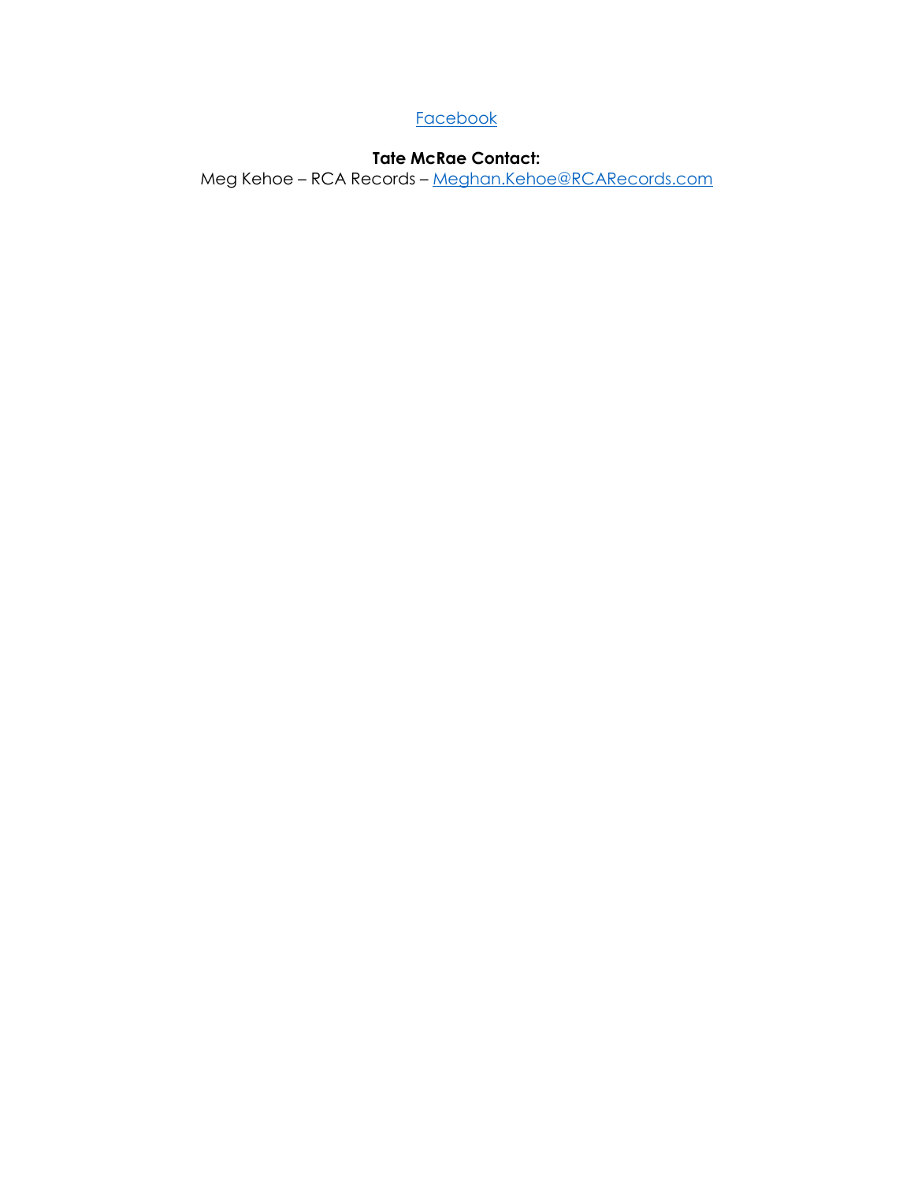Facebook

**Tate McRae Contact:**
Meg Kehoe – RCA Records – Meghan.Kehoe@RCARecords.com